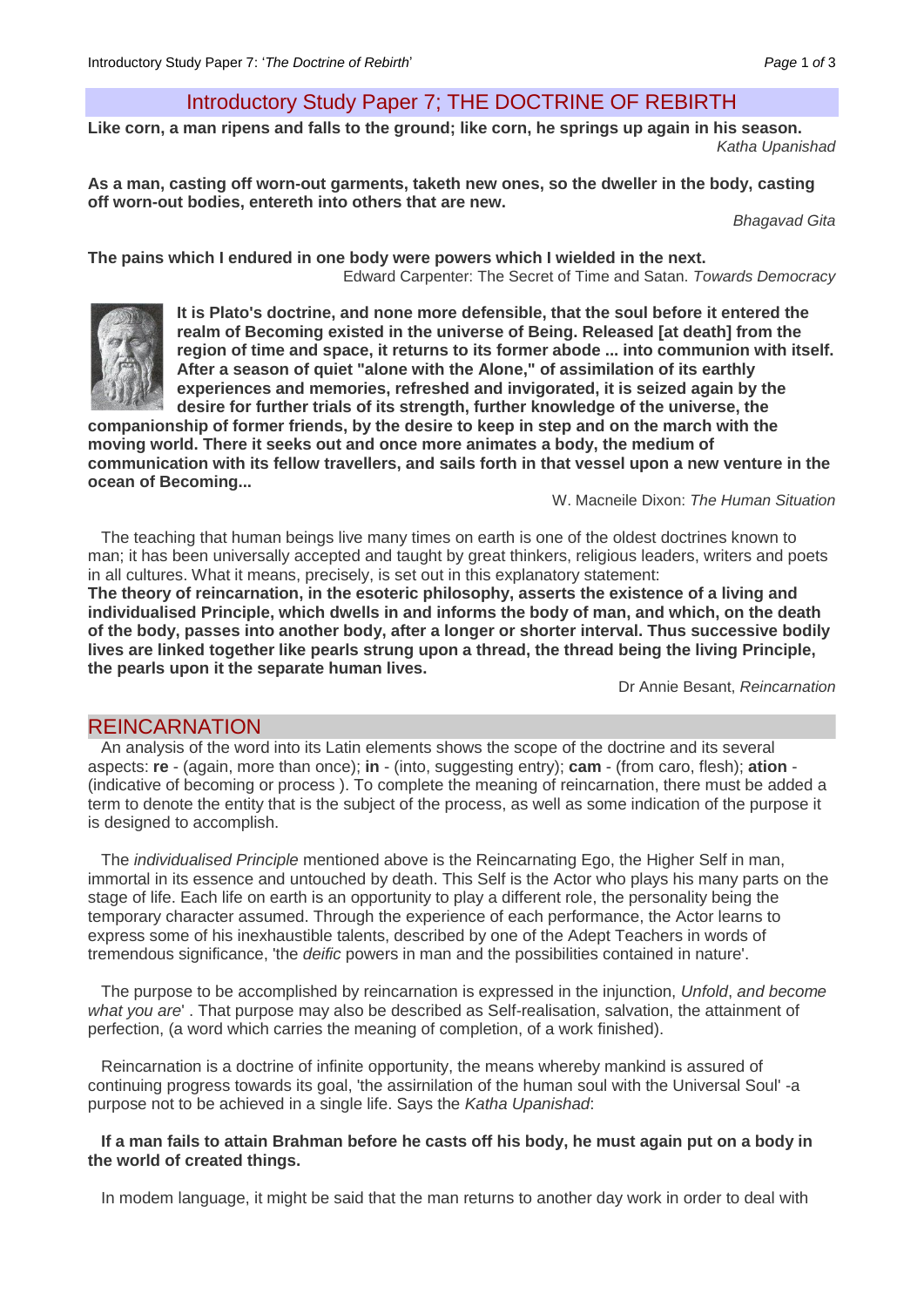# Introductory Study Paper 7; THE DOCTRINE OF REBIRTH

**Like corn, a man ripens and falls to the ground; like corn, he springs up again in his season.**

*Katha Upanishad*

**As a man, casting off worn-out garments, taketh new ones, so the dweller in the body, casting off worn-out bodies, entereth into others that are new.**

*Bhagavad Gita*

**The pains which I endured in one body were powers which I wielded in the next.**

Edward Carpenter: The Secret of Time and Satan. *Towards Democracy*

**It is Plato's doctrine, and none more defensible, that the soul before it entered the realm of Becoming existed in the universe of Being. Released [at death] from the region of time and space, it returns to its former abode ... into communion with itself. After a season of quiet "alone with the Alone," of assimilation of its earthly experiences and memories, refreshed and invigorated, it is seized again by the desire for further trials of its strength, further knowledge of the universe, the companionship of former friends, by the desire to keep in step and on the march with the moving world. There it seeks out and once more animates a body, the medium of communication with its fellow travellers, and sails forth in that vessel upon a new venture in the ocean of Becoming...**

W. Macneile Dixon: *The Human Situation*

The teaching that human beings live many times on earth is one of the oldest doctrines known to man; it has been universally accepted and taught by great thinkers, religious leaders, writers and poets in all cultures. What it means, precisely, is set out in this explanatory statement:

**The theory of reincarnation, in the esoteric philosophy, asserts the existence of a living and individualised Principle, which dwells in and informs the body of man, and which, on the death of the body, passes into another body, after a longer or shorter interval. Thus successive bodily lives are linked together like pearls strung upon a thread, the thread being the living Principle, the pearls upon it the separate human lives.**

Dr Annie Besant, *Reincarnation*

## REINCARNATION

An analysis of the word into its Latin elements shows the scope of the doctrine and its several aspects: **re** - (again, more than once); **in** - (into, suggesting entry); **cam** - (from caro, flesh); **ation** - (indicative of becoming or process ). To complete the meaning of reincarnation, there must be added a term to denote the entity that is the subject of the process, as well as some indication of the purpose it is designed to accomplish.

The *individualised Principle* mentioned above is the Reincarnating Ego, the Higher Self in man, immortal in its essence and untouched by death. This Self is the Actor who plays his many parts on the stage of life. Each life on earth is an opportunity to play a different role, the personality being the temporary character assumed. Through the experience of each performance, the Actor learns to express some of his inexhaustible talents, described by one of the Adept Teachers in words of tremendous significance, 'the *deific* powers in man and the possibilities contained in nature'.

The purpose to be accomplished by reincarnation is expressed in the injunction, *Unfold*, *and become what you are*' . That purpose may also be described as Self-realisation, salvation, the attainment of perfection, (a word which carries the meaning of completion, of a work finished).

Reincarnation is a doctrine of infinite opportunity, the means whereby mankind is assured of continuing progress towards its goal, 'the assirnilation of the human soul with the Universal Soul' -a purpose not to be achieved in a single life. Says the *Katha Upanishad*:

**If a man fails to attain Brahman before he casts off his body, he must again put on a body in the world of created things.**

In modem language, it might be said that the man returns to another day work in order to deal with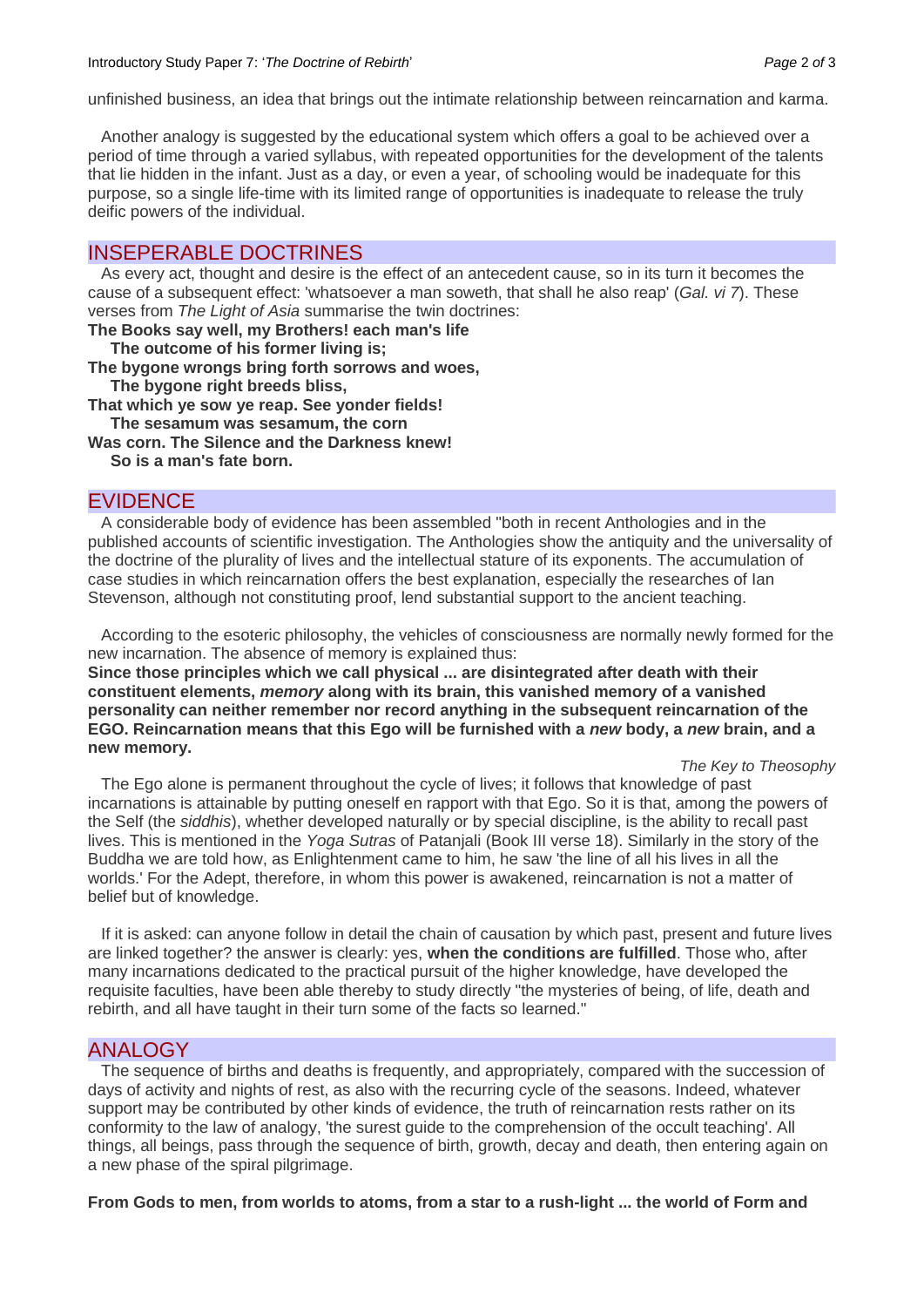unfinished business, an idea that brings out the intimate relationship between reincarnation and karma.

Another analogy is suggested by the educational system which offers a goal to be achieved over a period of time through a varied syllabus, with repeated opportunities for the development of the talents that lie hidden in the infant. Just as a day, or even a year, of schooling would be inadequate for this purpose, so a single life-time with its limited range of opportunities is inadequate to release the truly deific powers of the individual.

## INSEPERABLE DOCTRINES

As every act, thought and desire is the effect of an antecedent cause, so in its turn it becomes the cause of a subsequent effect: 'whatsoever a man soweth, that shall he also reap' (*Gal. vi 7*). These verses from *The Light of Asia* summarise the twin doctrines:

**The Books say well, my Brothers! each man's life**
**The outcome of his former living is;**
**The bygone wrongs bring forth sorrows and woes,**
**The bygone right breeds bliss,**
**That which ye sow ye reap. See yonder fields!**
**The sesamum was sesamum, the corn**
**Was corn. The Silence and the Darkness knew!**
**So is a man's fate born.**

## EVIDENCE

A considerable body of evidence has been assembled "both in recent Anthologies and in the published accounts of scientific investigation. The Anthologies show the antiquity and the universality of the doctrine of the plurality of lives and the intellectual stature of its exponents. The accumulation of case studies in which reincarnation offers the best explanation, especially the researches of Ian Stevenson, although not constituting proof, lend substantial support to the ancient teaching.

According to the esoteric philosophy, the vehicles of consciousness are normally newly formed for the new incarnation. The absence of memory is explained thus:

**Since those principles which we call physical ... are disintegrated after death with their constituent elements, *memory* along with its brain, this vanished memory of a vanished personality can neither remember nor record anything in the subsequent reincarnation of the EGO. Reincarnation means that this Ego will be furnished with a *new* body, a *new* brain, and a new memory.**

*The Key to Theosophy*

The Ego alone is permanent throughout the cycle of lives; it follows that knowledge of past incarnations is attainable by putting oneself en rapport with that Ego. So it is that, among the powers of the Self (the *siddhis*), whether developed naturally or by special discipline, is the ability to recall past lives. This is mentioned in the *Yoga Sutras* of Patanjali (Book III verse 18). Similarly in the story of the Buddha we are told how, as Enlightenment came to him, he saw 'the line of all his lives in all the worlds.' For the Adept, therefore, in whom this power is awakened, reincarnation is not a matter of belief but of knowledge.

If it is asked: can anyone follow in detail the chain of causation by which past, present and future lives are linked together? the answer is clearly: yes, **when the conditions are fulfilled**. Those who, after many incarnations dedicated to the practical pursuit of the higher knowledge, have developed the requisite faculties, have been able thereby to study directly "the mysteries of being, of life, death and rebirth, and all have taught in their turn some of the facts so learned."

## ANALOGY

The sequence of births and deaths is frequently, and appropriately, compared with the succession of days of activity and nights of rest, as also with the recurring cycle of the seasons. Indeed, whatever support may be contributed by other kinds of evidence, the truth of reincarnation rests rather on its conformity to the law of analogy, 'the surest guide to the comprehension of the occult teaching'. All things, all beings, pass through the sequence of birth, growth, decay and death, then entering again on a new phase of the spiral pilgrimage.

**From Gods to men, from worlds to atoms, from a star to a rush-light ... the world of Form and**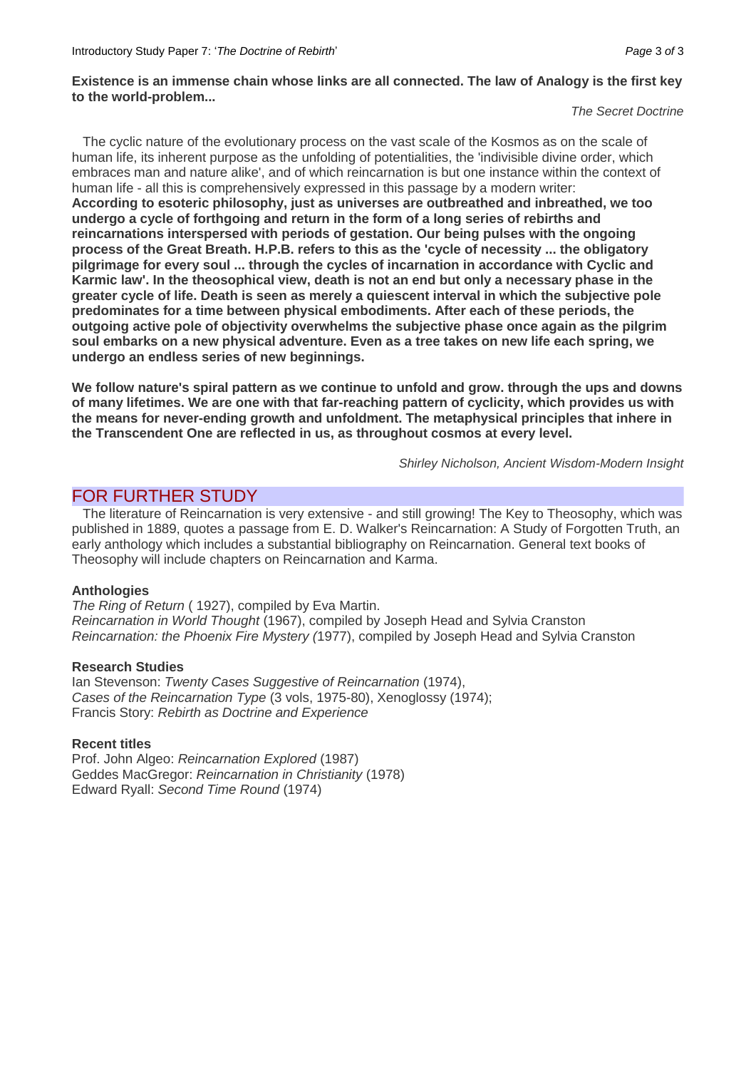**Existence is an immense chain whose links are all connected. The law of Analogy is the first key to the world-problem...**

*The Secret Doctrine*

The cyclic nature of the evolutionary process on the vast scale of the Kosmos as on the scale of human life, its inherent purpose as the unfolding of potentialities, the 'indivisible divine order, which embraces man and nature alike', and of which reincarnation is but one instance within the context of human life - all this is comprehensively expressed in this passage by a modern writer:

**According to esoteric philosophy, just as universes are outbreathed and inbreathed, we too undergo a cycle of forthgoing and return in the form of a long series of rebirths and reincarnations interspersed with periods of gestation. Our being pulses with the ongoing process of the Great Breath. H.P.B. refers to this as the 'cycle of necessity ... the obligatory pilgrimage for every soul ... through the cycles of incarnation in accordance with Cyclic and Karmic law'. In the theosophical view, death is not an end but only a necessary phase in the greater cycle of life. Death is seen as merely a quiescent interval in which the subjective pole predominates for a time between physical embodiments. After each of these periods, the outgoing active pole of objectivity overwhelms the subjective phase once again as the pilgrim soul embarks on a new physical adventure. Even as a tree takes on new life each spring, we undergo an endless series of new beginnings.**

**We follow nature's spiral pattern as we continue to unfold and grow. through the ups and downs of many lifetimes. We are one with that far-reaching pattern of cyclicity, which provides us with the means for never-ending growth and unfoldment. The metaphysical principles that inhere in the Transcendent One are reflected in us, as throughout cosmos at every level.**

*Shirley Nicholson, Ancient Wisdom-Modern Insight*

## FOR FURTHER STUDY

The literature of Reincarnation is very extensive - and still growing! The Key to Theosophy, which was published in 1889, quotes a passage from E. D. Walker's Reincarnation: A Study of Forgotten Truth, an early anthology which includes a substantial bibliography on Reincarnation. General text books of Theosophy will include chapters on Reincarnation and Karma.

### Anthologies

*The Ring of Return* ( 1927), compiled by Eva Martin.
*Reincarnation in World Thought* (1967), compiled by Joseph Head and Sylvia Cranston
*Reincarnation: the Phoenix Fire Mystery (*1977), compiled by Joseph Head and Sylvia Cranston

### Research Studies

Ian Stevenson: *Twenty Cases Suggestive of Reincarnation* (1974),
*Cases of the Reincarnation Type* (3 vols, 1975-80), Xenoglossy (1974);
Francis Story: *Rebirth as Doctrine and Experience*

### Recent titles

Prof. John Algeo: *Reincarnation Explored* (1987)
Geddes MacGregor: *Reincarnation in Christianity* (1978)
Edward Ryall: *Second Time Round* (1974)